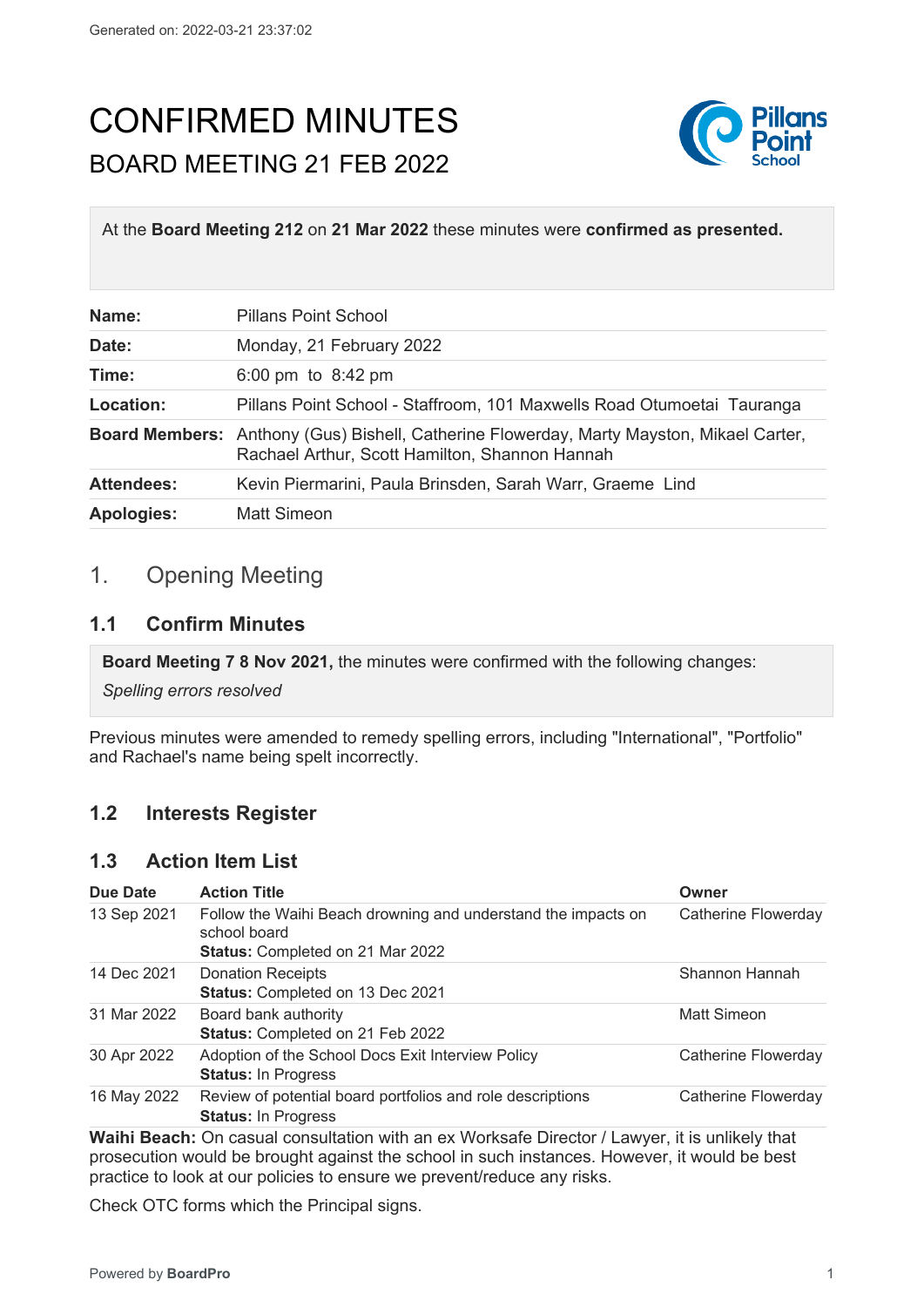Generated on: 2022-03-21 23:37:02

# CONFIRMED MINUTES

## BOARD MEETING 21 FEB 2022

At the **Board Meeting 212** on **21 Mar 2022** these minutes were **confirmed as presented.**

| | |
|---|---|
| **Name:** | Pillans Point School |
| **Date:** | Monday, 21 February 2022 |
| **Time:** | 6:00 pm to 8:42 pm |
| **Location:** | Pillans Point School - Staffroom, 101 Maxwells Road Otumoetai Tauranga |
| **Board Members:** | Anthony (Gus) Bishell, Catherine Flowerday, Marty Mayston, Mikael Carter, Rachael Arthur, Scott Hamilton, Shannon Hannah |
| **Attendees:** | Kevin Piermarini, Paula Brinsden, Sarah Warr, Graeme Lind |
| **Apologies:** | Matt Simeon |

## 1. Opening Meeting

### 1.1 Confirm Minutes

**Board Meeting 7 8 Nov 2021,** the minutes were confirmed with the following changes:

*Spelling errors resolved*

Previous minutes were amended to remedy spelling errors, including "International", "Portfolio" and Rachael's name being spelt incorrectly.

### 1.2 Interests Register

### 1.3 Action Item List

| Due Date | Action Title | Owner |
|---|---|---|
| 13 Sep 2021 | Follow the Waihi Beach drowning and understand the impacts on school board<br>**Status:** Completed on 21 Mar 2022 | Catherine Flowerday |
| 14 Dec 2021 | Donation Receipts<br>**Status:** Completed on 13 Dec 2021 | Shannon Hannah |
| 31 Mar 2022 | Board bank authority<br>**Status:** Completed on 21 Feb 2022 | Matt Simeon |
| 30 Apr 2022 | Adoption of the School Docs Exit Interview Policy<br>**Status:** In Progress | Catherine Flowerday |
| 16 May 2022 | Review of potential board portfolios and role descriptions<br>**Status:** In Progress | Catherine Flowerday |

**Waihi Beach:** On casual consultation with an ex Worksafe Director / Lawyer, it is unlikely that prosecution would be brought against the school in such instances. However, it would be best practice to look at our policies to ensure we prevent/reduce any risks.

Check OTC forms which the Principal signs.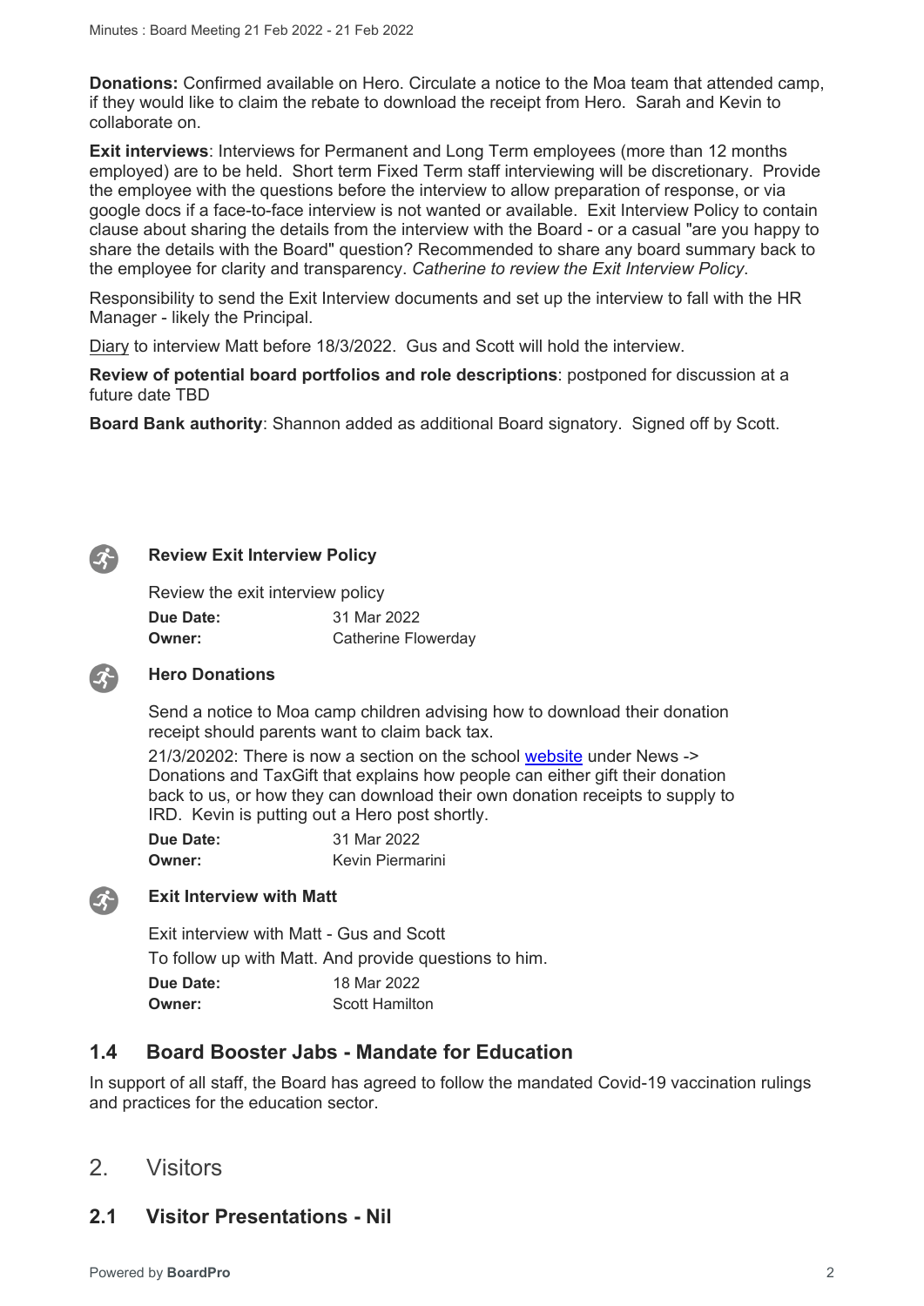**Donations:** Confirmed available on Hero. Circulate a notice to the Moa team that attended camp, if they would like to claim the rebate to download the receipt from Hero. Sarah and Kevin to collaborate on.

**Exit interviews**: Interviews for Permanent and Long Term employees (more than 12 months employed) are to be held. Short term Fixed Term staff interviewing will be discretionary. Provide the employee with the questions before the interview to allow preparation of response, or via google docs if a face-to-face interview is not wanted or available. Exit Interview Policy to contain clause about sharing the details from the interview with the Board - or a casual "are you happy to share the details with the Board" question? Recommended to share any board summary back to the employee for clarity and transparency. *Catherine to review the Exit Interview Policy*.

Responsibility to send the Exit Interview documents and set up the interview to fall with the HR Manager - likely the Principal.

Diary to interview Matt before 18/3/2022. Gus and Scott will hold the interview.

**Review of potential board portfolios and role descriptions**: postponed for discussion at a future date TBD

**Board Bank authority**: Shannon added as additional Board signatory. Signed off by Scott.

**Review Exit Interview Policy**

Review the exit interview policy

| | |
|---|---|
| **Due Date:** | 31 Mar 2022 |
| **Owner:** | Catherine Flowerday |

**Hero Donations**

Send a notice to Moa camp children advising how to download their donation receipt should parents want to claim back tax.

21/3/20202: There is now a section on the school website under News -> Donations and TaxGift that explains how people can either gift their donation back to us, or how they can download their own donation receipts to supply to IRD. Kevin is putting out a Hero post shortly.

| | |
|---|---|
| **Due Date:** | 31 Mar 2022 |
| **Owner:** | Kevin Piermarini |

**Exit Interview with Matt**

Exit interview with Matt - Gus and Scott

To follow up with Matt. And provide questions to him.

| | |
|---|---|
| **Due Date:** | 18 Mar 2022 |
| **Owner:** | Scott Hamilton |

### 1.4 Board Booster Jabs - Mandate for Education

In support of all staff, the Board has agreed to follow the mandated Covid-19 vaccination rulings and practices for the education sector.

## 2. Visitors

### 2.1 Visitor Presentations - Nil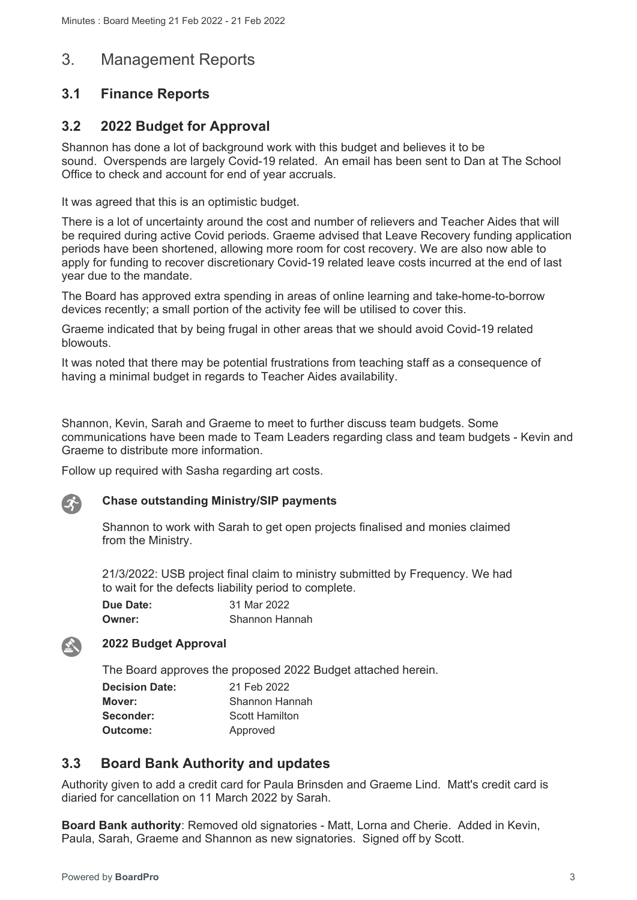# 3. Management Reports

## 3.1 Finance Reports

## 3.2 2022 Budget for Approval

Shannon has done a lot of background work with this budget and believes it to be sound. Overspends are largely Covid-19 related. An email has been sent to Dan at The School Office to check and account for end of year accruals.

It was agreed that this is an optimistic budget.

There is a lot of uncertainty around the cost and number of relievers and Teacher Aides that will be required during active Covid periods. Graeme advised that Leave Recovery funding application periods have been shortened, allowing more room for cost recovery. We are also now able to apply for funding to recover discretionary Covid-19 related leave costs incurred at the end of last year due to the mandate.

The Board has approved extra spending in areas of online learning and take-home-to-borrow devices recently; a small portion of the activity fee will be utilised to cover this.

Graeme indicated that by being frugal in other areas that we should avoid Covid-19 related blowouts.

It was noted that there may be potential frustrations from teaching staff as a consequence of having a minimal budget in regards to Teacher Aides availability.

Shannon, Kevin, Sarah and Graeme to meet to further discuss team budgets. Some communications have been made to Team Leaders regarding class and team budgets - Kevin and Graeme to distribute more information.

Follow up required with Sasha regarding art costs.

**Chase outstanding Ministry/SIP payments**

Shannon to work with Sarah to get open projects finalised and monies claimed from the Ministry.

21/3/2022: USB project final claim to ministry submitted by Frequency. We had to wait for the defects liability period to complete.

**Due Date:** 31 Mar 2022
**Owner:** Shannon Hannah

**2022 Budget Approval**

The Board approves the proposed 2022 Budget attached herein.

**Decision Date:** 21 Feb 2022
**Mover:** Shannon Hannah
**Seconder:** Scott Hamilton
**Outcome:** Approved

## 3.3 Board Bank Authority and updates

Authority given to add a credit card for Paula Brinsden and Graeme Lind. Matt's credit card is diaried for cancellation on 11 March 2022 by Sarah.

**Board Bank authority**: Removed old signatories - Matt, Lorna and Cherie. Added in Kevin, Paula, Sarah, Graeme and Shannon as new signatories. Signed off by Scott.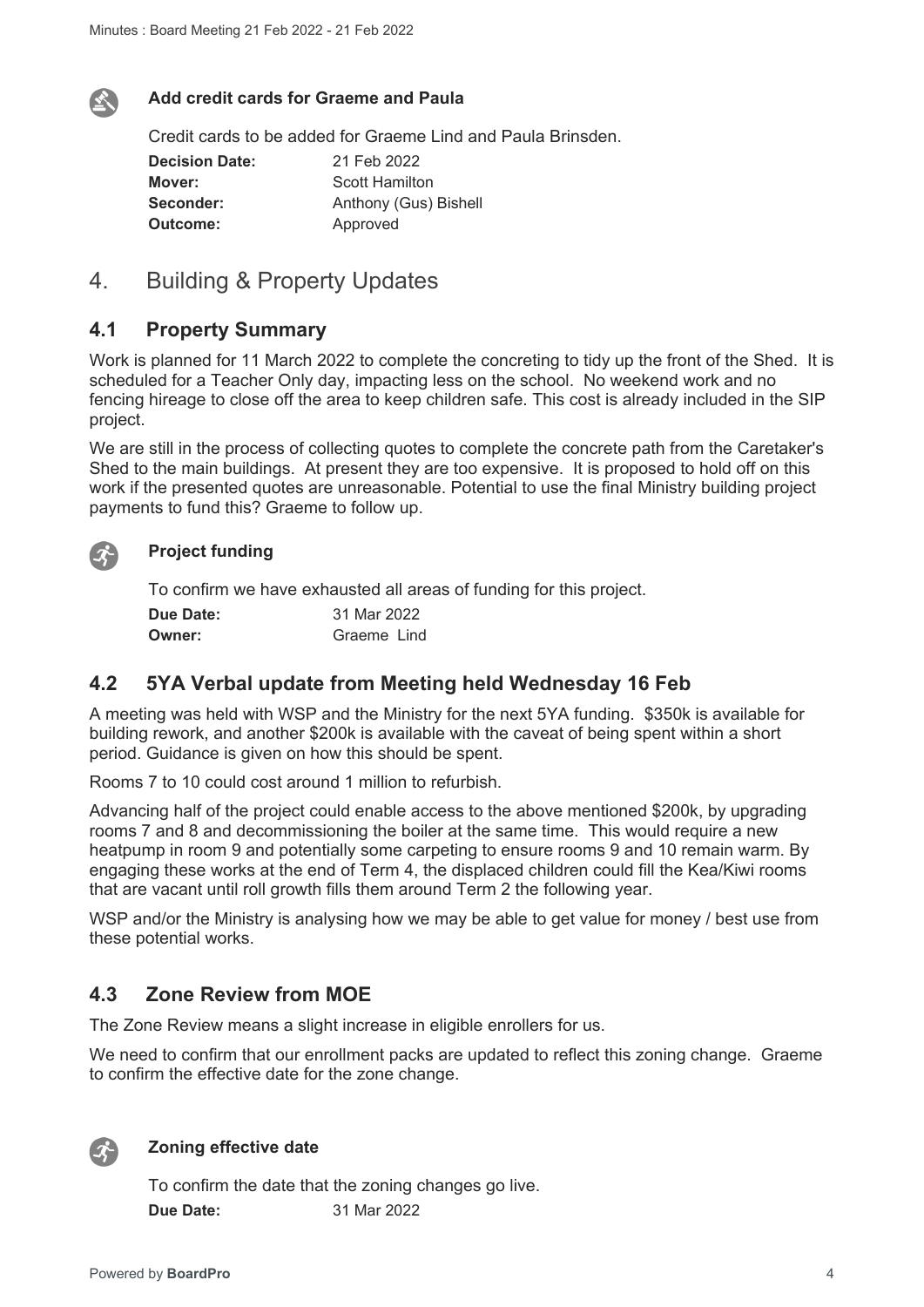**Add credit cards for Graeme and Paula**

Credit cards to be added for Graeme Lind and Paula Brinsden.

| | |
|---|---|
| **Decision Date:** | 21 Feb 2022 |
| **Mover:** | Scott Hamilton |
| **Seconder:** | Anthony (Gus) Bishell |
| **Outcome:** | Approved |

# 4. Building & Property Updates

## 4.1 Property Summary

Work is planned for 11 March 2022 to complete the concreting to tidy up the front of the Shed. It is scheduled for a Teacher Only day, impacting less on the school. No weekend work and no fencing hireage to close off the area to keep children safe. This cost is already included in the SIP project.

We are still in the process of collecting quotes to complete the concrete path from the Caretaker's Shed to the main buildings. At present they are too expensive. It is proposed to hold off on this work if the presented quotes are unreasonable. Potential to use the final Ministry building project payments to fund this? Graeme to follow up.

**Project funding**

To confirm we have exhausted all areas of funding for this project.

| | |
|---|---|
| **Due Date:** | 31 Mar 2022 |
| **Owner:** | Graeme Lind |

## 4.2 5YA Verbal update from Meeting held Wednesday 16 Feb

A meeting was held with WSP and the Ministry for the next 5YA funding. $350k is available for building rework, and another $200k is available with the caveat of being spent within a short period. Guidance is given on how this should be spent.

Rooms 7 to 10 could cost around 1 million to refurbish.

Advancing half of the project could enable access to the above mentioned $200k, by upgrading rooms 7 and 8 and decommissioning the boiler at the same time. This would require a new heatpump in room 9 and potentially some carpeting to ensure rooms 9 and 10 remain warm. By engaging these works at the end of Term 4, the displaced children could fill the Kea/Kiwi rooms that are vacant until roll growth fills them around Term 2 the following year.

WSP and/or the Ministry is analysing how we may be able to get value for money / best use from these potential works.

## 4.3 Zone Review from MOE

The Zone Review means a slight increase in eligible enrollers for us.

We need to confirm that our enrollment packs are updated to reflect this zoning change. Graeme to confirm the effective date for the zone change.

**Zoning effective date**

To confirm the date that the zoning changes go live.

| | |
|---|---|
| **Due Date:** | 31 Mar 2022 |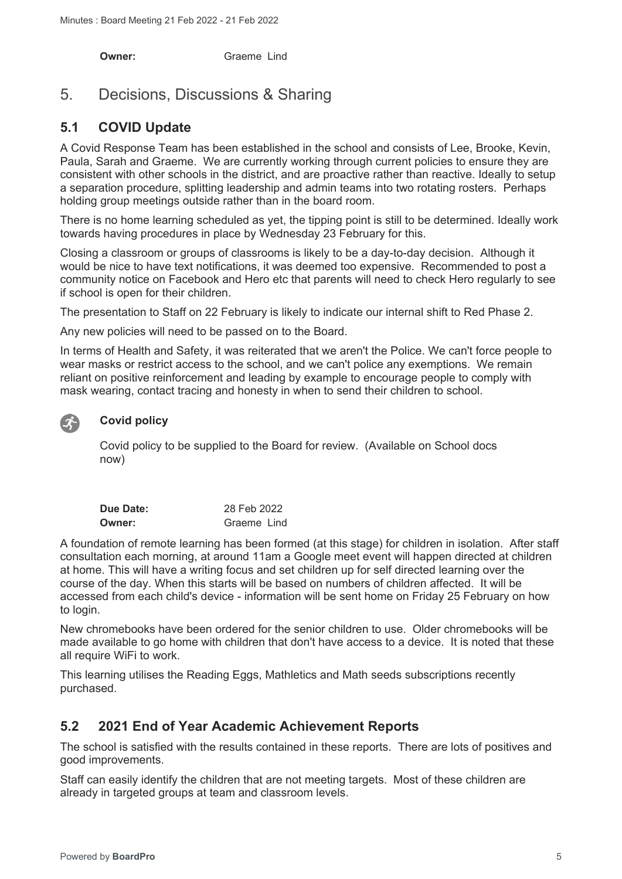**Owner:** Graeme Lind

# 5. Decisions, Discussions & Sharing

## 5.1 COVID Update

A Covid Response Team has been established in the school and consists of Lee, Brooke, Kevin, Paula, Sarah and Graeme. We are currently working through current policies to ensure they are consistent with other schools in the district, and are proactive rather than reactive. Ideally to setup a separation procedure, splitting leadership and admin teams into two rotating rosters. Perhaps holding group meetings outside rather than in the board room.

There is no home learning scheduled as yet, the tipping point is still to be determined. Ideally work towards having procedures in place by Wednesday 23 February for this.

Closing a classroom or groups of classrooms is likely to be a day-to-day decision. Although it would be nice to have text notifications, it was deemed too expensive. Recommended to post a community notice on Facebook and Hero etc that parents will need to check Hero regularly to see if school is open for their children.

The presentation to Staff on 22 February is likely to indicate our internal shift to Red Phase 2.

Any new policies will need to be passed on to the Board.

In terms of Health and Safety, it was reiterated that we aren't the Police. We can't force people to wear masks or restrict access to the school, and we can't police any exemptions. We remain reliant on positive reinforcement and leading by example to encourage people to comply with mask wearing, contact tracing and honesty in when to send their children to school.

**Covid policy**

Covid policy to be supplied to the Board for review. (Available on School docs now)

**Due Date:** 28 Feb 2022
**Owner:** Graeme Lind

A foundation of remote learning has been formed (at this stage) for children in isolation. After staff consultation each morning, at around 11am a Google meet event will happen directed at children at home. This will have a writing focus and set children up for self directed learning over the course of the day. When this starts will be based on numbers of children affected. It will be accessed from each child's device - information will be sent home on Friday 25 February on how to login.

New chromebooks have been ordered for the senior children to use. Older chromebooks will be made available to go home with children that don't have access to a device. It is noted that these all require WiFi to work.

This learning utilises the Reading Eggs, Mathletics and Math seeds subscriptions recently purchased.

## 5.2 2021 End of Year Academic Achievement Reports

The school is satisfied with the results contained in these reports. There are lots of positives and good improvements.

Staff can easily identify the children that are not meeting targets. Most of these children are already in targeted groups at team and classroom levels.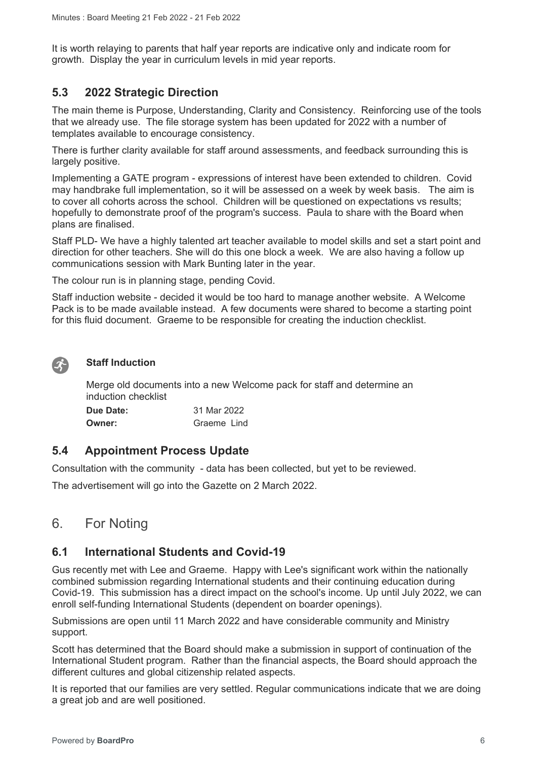It is worth relaying to parents that half year reports are indicative only and indicate room for growth. Display the year in curriculum levels in mid year reports.

## 5.3 2022 Strategic Direction

The main theme is Purpose, Understanding, Clarity and Consistency. Reinforcing use of the tools that we already use. The file storage system has been updated for 2022 with a number of templates available to encourage consistency.

There is further clarity available for staff around assessments, and feedback surrounding this is largely positive.

Implementing a GATE program - expressions of interest have been extended to children. Covid may handbrake full implementation, so it will be assessed on a week by week basis. The aim is to cover all cohorts across the school. Children will be questioned on expectations vs results; hopefully to demonstrate proof of the program's success. Paula to share with the Board when plans are finalised.

Staff PLD- We have a highly talented art teacher available to model skills and set a start point and direction for other teachers. She will do this one block a week. We are also having a follow up communications session with Mark Bunting later in the year.

The colour run is in planning stage, pending Covid.

Staff induction website - decided it would be too hard to manage another website. A Welcome Pack is to be made available instead. A few documents were shared to become a starting point for this fluid document. Graeme to be responsible for creating the induction checklist.

**Staff Induction**

Merge old documents into a new Welcome pack for staff and determine an induction checklist

**Due Date:** 31 Mar 2022
**Owner:** Graeme Lind

## 5.4 Appointment Process Update

Consultation with the community - data has been collected, but yet to be reviewed.

The advertisement will go into the Gazette on 2 March 2022.

# 6. For Noting

## 6.1 International Students and Covid-19

Gus recently met with Lee and Graeme. Happy with Lee's significant work within the nationally combined submission regarding International students and their continuing education during Covid-19. This submission has a direct impact on the school's income. Up until July 2022, we can enroll self-funding International Students (dependent on boarder openings).

Submissions are open until 11 March 2022 and have considerable community and Ministry support.

Scott has determined that the Board should make a submission in support of continuation of the International Student program. Rather than the financial aspects, the Board should approach the different cultures and global citizenship related aspects.

It is reported that our families are very settled. Regular communications indicate that we are doing a great job and are well positioned.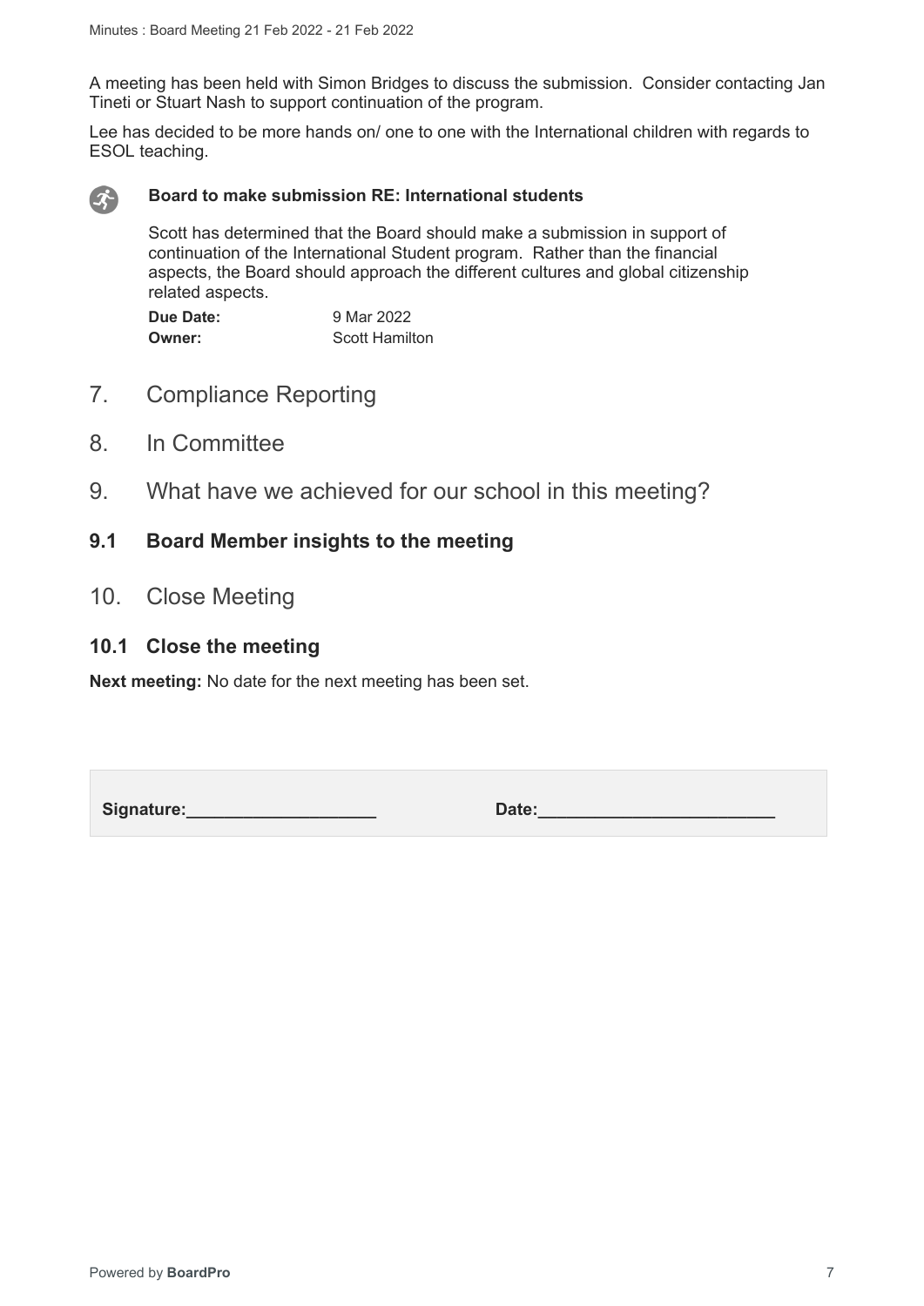A meeting has been held with Simon Bridges to discuss the submission. Consider contacting Jan Tineti or Stuart Nash to support continuation of the program.

Lee has decided to be more hands on/ one to one with the International children with regards to ESOL teaching.

**Board to make submission RE: International students**

Scott has determined that the Board should make a submission in support of continuation of the International Student program. Rather than the financial aspects, the Board should approach the different cultures and global citizenship related aspects.

**Due Date:** 9 Mar 2022
**Owner:** Scott Hamilton

## 7. Compliance Reporting

## 8. In Committee

## 9. What have we achieved for our school in this meeting?

### 9.1 Board Member insights to the meeting

## 10. Close Meeting

### 10.1 Close the meeting

**Next meeting:** No date for the next meeting has been set.

**Signature:**____________________ **Date:**_________________________